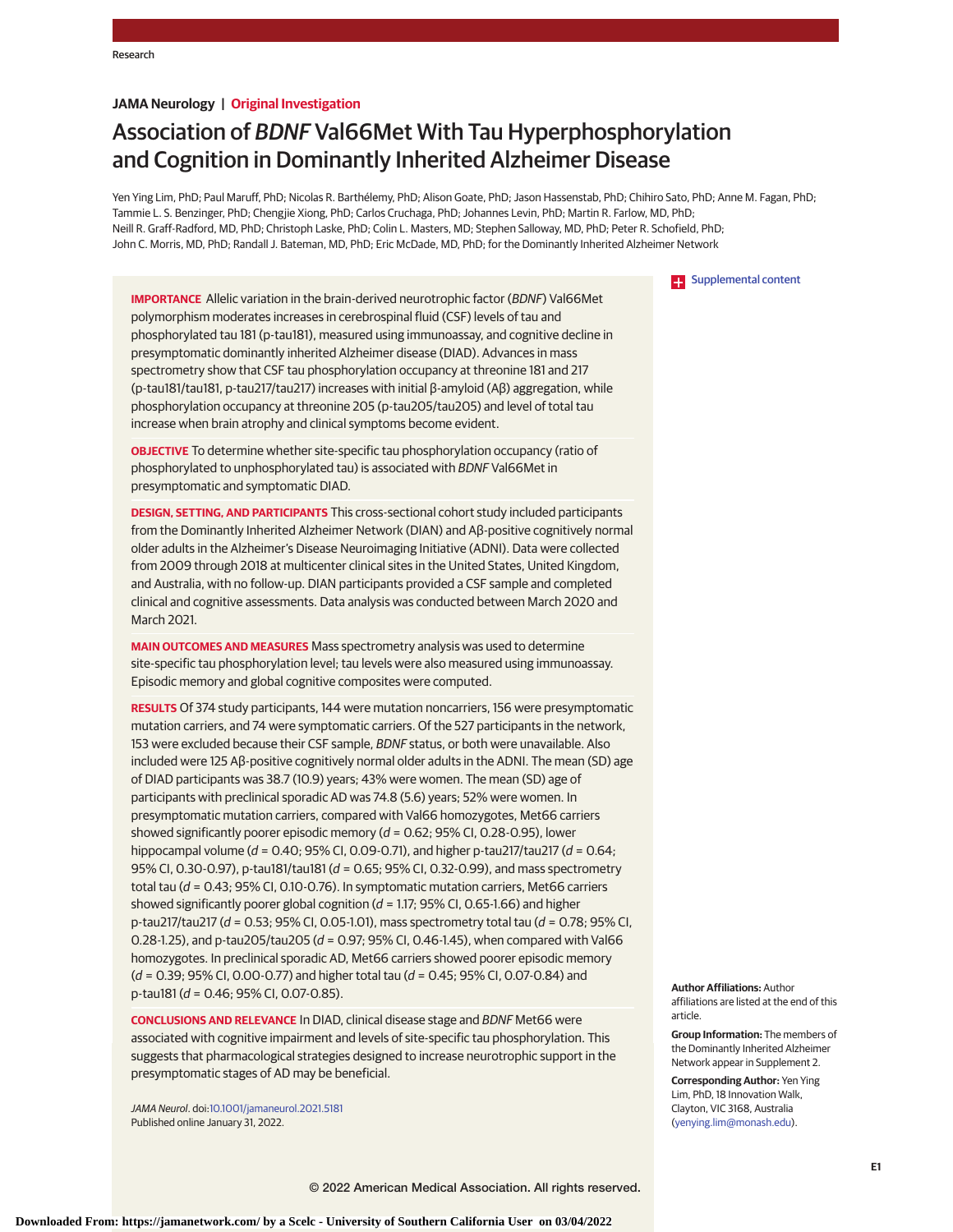JAMA Neurology | Original Investigation

# Association of *BDNF* Val66Met With Tau Hyperphosphorylation and Cognition in Dominantly Inherited Alzheimer Disease

Yen Ying Lim, PhD; Paul Maruff, PhD; Nicolas R. Barthélemy, PhD; Alison Goate, PhD; Jason Hassenstab, PhD; Chihiro Sato, PhD; Anne M. Fagan, PhD; Tammie L. S. Benzinger, PhD; Chengjie Xiong, PhD; Carlos Cruchaga, PhD; Johannes Levin, PhD; Martin R. Farlow, MD, PhD; Neill R. Graff-Radford, MD, PhD; Christoph Laske, PhD; Colin L. Masters, MD; Stephen Salloway, MD, PhD; Peter R. Schofield, PhD; John C. Morris, MD, PhD; Randall J. Bateman, MD, PhD; Eric McDade, MD, PhD; for the Dominantly Inherited Alzheimer Network

Supplemental content

**IMPORTANCE** Allelic variation in the brain-derived neurotrophic factor (*BDNF*) Val66Met polymorphism moderates increases in cerebrospinal fluid (CSF) levels of tau and phosphorylated tau 181 (p-tau181), measured using immunoassay, and cognitive decline in presymptomatic dominantly inherited Alzheimer disease (DIAD). Advances in mass spectrometry show that CSF tau phosphorylation occupancy at threonine 181 and 217 (p-tau181/tau181, p-tau217/tau217) increases with initial β-amyloid (Aβ) aggregation, while phosphorylation occupancy at threonine 205 (p-tau205/tau205) and level of total tau increase when brain atrophy and clinical symptoms become evident.

**OBJECTIVE** To determine whether site-specific tau phosphorylation occupancy (ratio of phosphorylated to unphosphorylated tau) is associated with *BDNF* Val66Met in presymptomatic and symptomatic DIAD.

**DESIGN, SETTING, AND PARTICIPANTS** This cross-sectional cohort study included participants from the Dominantly Inherited Alzheimer Network (DIAN) and Aβ-positive cognitively normal older adults in the Alzheimer's Disease Neuroimaging Initiative (ADNI). Data were collected from 2009 through 2018 at multicenter clinical sites in the United States, United Kingdom, and Australia, with no follow-up. DIAN participants provided a CSF sample and completed clinical and cognitive assessments. Data analysis was conducted between March 2020 and March 2021.

**MAIN OUTCOMES AND MEASURES** Mass spectrometry analysis was used to determine site-specific tau phosphorylation level; tau levels were also measured using immunoassay. Episodic memory and global cognitive composites were computed.

**RESULTS** Of 374 study participants, 144 were mutation noncarriers, 156 were presymptomatic mutation carriers, and 74 were symptomatic carriers. Of the 527 participants in the network, 153 were excluded because their CSF sample, *BDNF* status, or both were unavailable. Also included were 125 Aβ-positive cognitively normal older adults in the ADNI. The mean (SD) age of DIAD participants was 38.7 (10.9) years; 43% were women. The mean (SD) age of participants with preclinical sporadic AD was 74.8 (5.6) years; 52% were women. In presymptomatic mutation carriers, compared with Val66 homozygotes, Met66 carriers showed significantly poorer episodic memory ($d$ = 0.62; 95% CI, 0.28-0.95), lower hippocampal volume ($d$ = 0.40; 95% CI, 0.09-0.71), and higher p-tau217/tau217 ($d$ = 0.64; 95% CI, 0.30-0.97), p-tau181/tau181 ($d$ = 0.65; 95% CI, 0.32-0.99), and mass spectrometry total tau ($d$ = 0.43; 95% CI, 0.10-0.76). In symptomatic mutation carriers, Met66 carriers showed significantly poorer global cognition ($d$ = 1.17; 95% CI, 0.65-1.66) and higher p-tau217/tau217 ($d$ = 0.53; 95% CI, 0.05-1.01), mass spectrometry total tau ($d$ = 0.78; 95% CI, 0.28-1.25), and p-tau205/tau205 ($d$ = 0.97; 95% CI, 0.46-1.45), when compared with Val66 homozygotes. In preclinical sporadic AD, Met66 carriers showed poorer episodic memory ($d$ = 0.39; 95% CI, 0.00-0.77) and higher total tau ($d$ = 0.45; 95% CI, 0.07-0.84) and p-tau181 ($d$ = 0.46; 95% CI, 0.07-0.85).

**CONCLUSIONS AND RELEVANCE** In DIAD, clinical disease stage and *BDNF* Met66 were associated with cognitive impairment and levels of site-specific tau phosphorylation. This suggests that pharmacological strategies designed to increase neurotrophic support in the presymptomatic stages of AD may be beneficial.

*JAMA Neurol*. doi:10.1001/jamaneurol.2021.5181
Published online January 31, 2022.

**Author Affiliations:** Author affiliations are listed at the end of this article.

**Group Information:** The members of the Dominantly Inherited Alzheimer Network appear in Supplement 2.

**Corresponding Author:** Yen Ying Lim, PhD, 18 Innovation Walk, Clayton, VIC 3168, Australia (yenying.lim@monash.edu).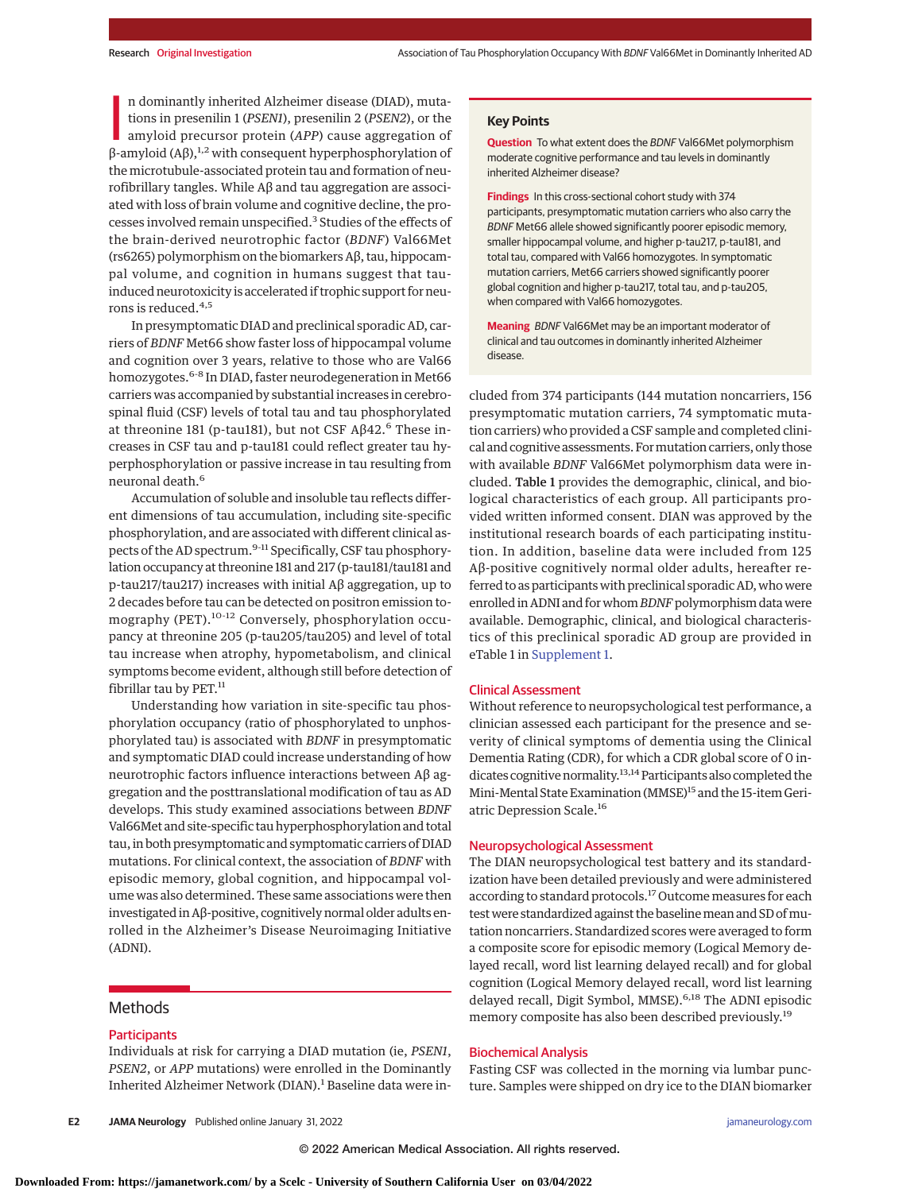In dominantly inherited Alzheimer disease (DIAD), mutations in presenilin 1 (*PSEN1*), presenilin 2 (*PSEN2*), or the amyloid precursor protein (*APP*) cause aggregation of β-amyloid (Aβ),[1,2] with consequent hyperphosphorylation of the microtubule-associated protein tau and formation of neurofibrillary tangles. While Aβ and tau aggregation are associated with loss of brain volume and cognitive decline, the processes involved remain unspecified.[3] Studies of the effects of the brain-derived neurotrophic factor (*BDNF*) Val66Met (rs6265) polymorphism on the biomarkers Aβ, tau, hippocampal volume, and cognition in humans suggest that tau-induced neurotoxicity is accelerated if trophic support for neurons is reduced.[4,5]

In presymptomatic DIAD and preclinical sporadic AD, carriers of *BDNF* Met66 show faster loss of hippocampal volume and cognition over 3 years, relative to those who are Val66 homozygotes.[6-8] In DIAD, faster neurodegeneration in Met66 carriers was accompanied by substantial increases in cerebrospinal fluid (CSF) levels of total tau and tau phosphorylated at threonine 181 (p-tau181), but not CSF Aβ42.[6] These increases in CSF tau and p-tau181 could reflect greater tau hyperphosphorylation or passive increase in tau resulting from neuronal death.[6]

Accumulation of soluble and insoluble tau reflects different dimensions of tau accumulation, including site-specific phosphorylation, and are associated with different clinical aspects of the AD spectrum.[9-11] Specifically, CSF tau phosphorylation occupancy at threonine 181 and 217 (p-tau181/tau181 and p-tau217/tau217) increases with initial Aβ aggregation, up to 2 decades before tau can be detected on positron emission tomography (PET).[10-12] Conversely, phosphorylation occupancy at threonine 205 (p-tau205/tau205) and level of total tau increase when atrophy, hypometabolism, and clinical symptoms become evident, although still before detection of fibrillar tau by PET.[11]

Understanding how variation in site-specific tau phosphorylation occupancy (ratio of phosphorylated to unphosphorylated tau) is associated with *BDNF* in presymptomatic and symptomatic DIAD could increase understanding of how neurotrophic factors influence interactions between Aβ aggregation and the posttranslational modification of tau as AD develops. This study examined associations between *BDNF* Val66Met and site-specific tau hyperphosphorylation and total tau, in both presymptomatic and symptomatic carriers of DIAD mutations. For clinical context, the association of *BDNF* with episodic memory, global cognition, and hippocampal volume was also determined. These same associations were then investigated in Aβ-positive, cognitively normal older adults enrolled in the Alzheimer's Disease Neuroimaging Initiative (ADNI).

**Key Points**

**Question** To what extent does the *BDNF* Val66Met polymorphism moderate cognitive performance and tau levels in dominantly inherited Alzheimer disease?

**Findings** In this cross-sectional cohort study with 374 participants, presymptomatic mutation carriers who also carry the *BDNF* Met66 allele showed significantly poorer episodic memory, smaller hippocampal volume, and higher p-tau217, p-tau181, and total tau, compared with Val66 homozygotes. In symptomatic mutation carriers, Met66 carriers showed significantly poorer global cognition and higher p-tau217, total tau, and p-tau205, when compared with Val66 homozygotes.

**Meaning** *BDNF* Val66Met may be an important moderator of clinical and tau outcomes in dominantly inherited Alzheimer disease.

## Methods

### Participants

Individuals at risk for carrying a DIAD mutation (ie, *PSEN1*, *PSEN2*, or *APP* mutations) were enrolled in the Dominantly Inherited Alzheimer Network (DIAN).[1] Baseline data were included from 374 participants (144 mutation noncarriers, 156 presymptomatic mutation carriers, 74 symptomatic mutation carriers) who provided a CSF sample and completed clinical and cognitive assessments. For mutation carriers, only those with available *BDNF* Val66Met polymorphism data were included. **Table 1** provides the demographic, clinical, and biological characteristics of each group. All participants provided written informed consent. DIAN was approved by the institutional research boards of each participating institution. In addition, baseline data were included from 125 Aβ-positive cognitively normal older adults, hereafter referred to as participants with preclinical sporadic AD, who were enrolled in ADNI and for whom *BDNF* polymorphism data were available. Demographic, clinical, and biological characteristics of this preclinical sporadic AD group are provided in eTable 1 in Supplement 1.

### Clinical Assessment

Without reference to neuropsychological test performance, a clinician assessed each participant for the presence and severity of clinical symptoms of dementia using the Clinical Dementia Rating (CDR), for which a CDR global score of 0 indicates cognitive normality.[13,14] Participants also completed the Mini-Mental State Examination (MMSE)[15] and the 15-item Geriatric Depression Scale.[16]

### Neuropsychological Assessment

The DIAN neuropsychological test battery and its standardization have been detailed previously and were administered according to standard protocols.[17] Outcome measures for each test were standardized against the baseline mean and SD of mutation noncarriers. Standardized scores were averaged to form a composite score for episodic memory (Logical Memory delayed recall, word list learning delayed recall) and for global cognition (Logical Memory delayed recall, word list learning delayed recall, Digit Symbol, MMSE).[6,18] The ADNI episodic memory composite has also been described previously.[19]

### Biochemical Analysis

Fasting CSF was collected in the morning via lumbar puncture. Samples were shipped on dry ice to the DIAN biomarker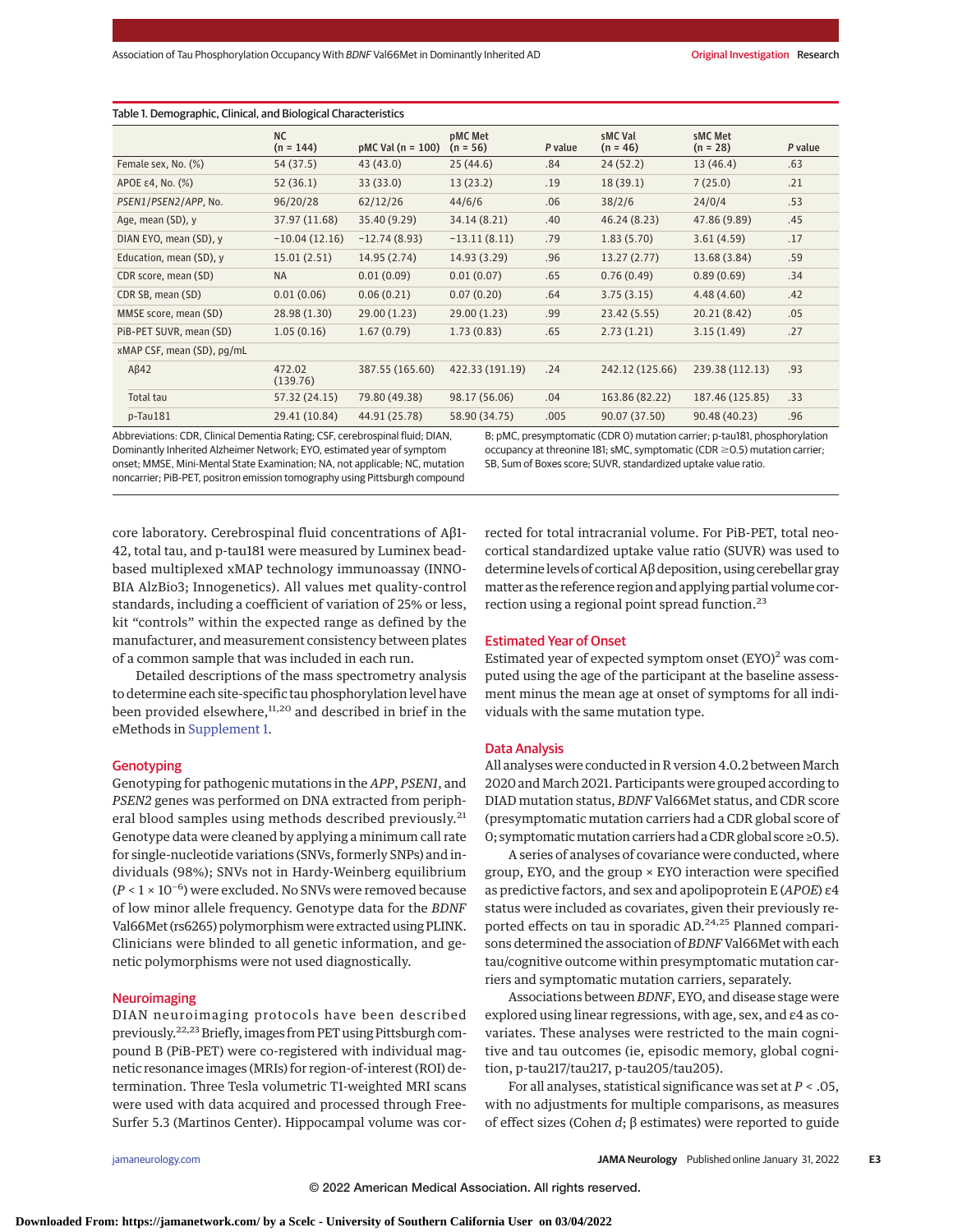Table 1. Demographic, Clinical, and Biological Characteristics

| | NC (n = 144) | pMC Val (n = 100) | pMC Met (n = 56) | P value | sMC Val (n = 46) | sMC Met (n = 28) | P value |
|---|---|---|---|---|---|---|---|
| Female sex, No. (%) | 54 (37.5) | 43 (43.0) | 25 (44.6) | .84 | 24 (52.2) | 13 (46.4) | .63 |
| APOE ε4, No. (%) | 52 (36.1) | 33 (33.0) | 13 (23.2) | .19 | 18 (39.1) | 7 (25.0) | .21 |
| *PSEN1*/*PSEN2*/*APP*, No. | 96/20/28 | 62/12/26 | 44/6/6 | .06 | 38/2/6 | 24/0/4 | .53 |
| Age, mean (SD), y | 37.97 (11.68) | 35.40 (9.29) | 34.14 (8.21) | .40 | 46.24 (8.23) | 47.86 (9.89) | .45 |
| DIAN EYO, mean (SD), y | −10.04 (12.16) | −12.74 (8.93) | −13.11 (8.11) | .79 | 1.83 (5.70) | 3.61 (4.59) | .17 |
| Education, mean (SD), y | 15.01 (2.51) | 14.95 (2.74) | 14.93 (3.29) | .96 | 13.27 (2.77) | 13.68 (3.84) | .59 |
| CDR score, mean (SD) | NA | 0.01 (0.09) | 0.01 (0.07) | .65 | 0.76 (0.49) | 0.89 (0.69) | .34 |
| CDR SB, mean (SD) | 0.01 (0.06) | 0.06 (0.21) | 0.07 (0.20) | .64 | 3.75 (3.15) | 4.48 (4.60) | .42 |
| MMSE score, mean (SD) | 28.98 (1.30) | 29.00 (1.23) | 29.00 (1.23) | .99 | 23.42 (5.55) | 20.21 (8.42) | .05 |
| PiB-PET SUVR, mean (SD) | 1.05 (0.16) | 1.67 (0.79) | 1.73 (0.83) | .65 | 2.73 (1.21) | 3.15 (1.49) | .27 |
| xMAP CSF, mean (SD), pg/mL | | | | | | | |
| Aβ42 | 472.02 (139.76) | 387.55 (165.60) | 422.33 (191.19) | .24 | 242.12 (125.66) | 239.38 (112.13) | .93 |
| Total tau | 57.32 (24.15) | 79.80 (49.38) | 98.17 (56.06) | .04 | 163.86 (82.22) | 187.46 (125.85) | .33 |
| p-Tau181 | 29.41 (10.84) | 44.91 (25.78) | 58.90 (34.75) | .005 | 90.07 (37.50) | 90.48 (40.23) | .96 |

Abbreviations: CDR, Clinical Dementia Rating; CSF, cerebrospinal fluid; DIAN, Dominantly Inherited Alzheimer Network; EYO, estimated year of symptom onset; MMSE, Mini-Mental State Examination; NA, not applicable; NC, mutation noncarrier; PiB-PET, positron emission tomography using Pittsburgh compound B; pMC, presymptomatic (CDR 0) mutation carrier; p-tau181, phosphorylation occupancy at threonine 181; sMC, symptomatic (CDR ≥0.5) mutation carrier; SB, Sum of Boxes score; SUVR, standardized uptake value ratio.

core laboratory. Cerebrospinal fluid concentrations of Aβ1-42, total tau, and p-tau181 were measured by Luminex bead-based multiplexed xMAP technology immunoassay (INNO-BIA AlzBio3; Innogenetics). All values met quality-control standards, including a coefficient of variation of 25% or less, kit "controls" within the expected range as defined by the manufacturer, and measurement consistency between plates of a common sample that was included in each run.

Detailed descriptions of the mass spectrometry analysis to determine each site-specific tau phosphorylation level have been provided elsewhere,[11,20] and described in brief in the eMethods in Supplement 1.

## Genotyping

Genotyping for pathogenic mutations in the *APP*, *PSEN1*, and *PSEN2* genes was performed on DNA extracted from peripheral blood samples using methods described previously.[21] Genotype data were cleaned by applying a minimum call rate for single-nucleotide variations (SNVs, formerly SNPs) and individuals (98%); SNVs not in Hardy-Weinberg equilibrium ($P < 1 \times 10^{-6}$) were excluded. No SNVs were removed because of low minor allele frequency. Genotype data for the *BDNF* Val66Met (rs6265) polymorphism were extracted using PLINK. Clinicians were blinded to all genetic information, and genetic polymorphisms were not used diagnostically.

## Neuroimaging

DIAN neuroimaging protocols have been described previously.[22,23] Briefly, images from PET using Pittsburgh compound B (PiB-PET) were co-registered with individual magnetic resonance images (MRIs) for region-of-interest (ROI) determination. Three Tesla volumetric T1-weighted MRI scans were used with data acquired and processed through FreeSurfer 5.3 (Martinos Center). Hippocampal volume was corrected for total intracranial volume. For PiB-PET, total neocortical standardized uptake value ratio (SUVR) was used to determine levels of cortical Aβ deposition, using cerebellar gray matter as the reference region and applying partial volume correction using a regional point spread function.[23]

## Estimated Year of Onset

Estimated year of expected symptom onset (EYO)[2] was computed using the age of the participant at the baseline assessment minus the mean age at onset of symptoms for all individuals with the same mutation type.

## Data Analysis

All analyses were conducted in R version 4.0.2 between March 2020 and March 2021. Participants were grouped according to DIAD mutation status, *BDNF* Val66Met status, and CDR score (presymptomatic mutation carriers had a CDR global score of 0; symptomatic mutation carriers had a CDR global score ≥0.5).

A series of analyses of covariance were conducted, where group, EYO, and the group × EYO interaction were specified as predictive factors, and sex and apolipoprotein E (*APOE*) ε4 status were included as covariates, given their previously reported effects on tau in sporadic AD.[24,25] Planned comparisons determined the association of *BDNF* Val66Met with each tau/cognitive outcome within presymptomatic mutation carriers and symptomatic mutation carriers, separately.

Associations between *BDNF*, EYO, and disease stage were explored using linear regressions, with age, sex, and ε4 as covariates. These analyses were restricted to the main cognitive and tau outcomes (ie, episodic memory, global cognition, p-tau217/tau217, p-tau205/tau205).

For all analyses, statistical significance was set at $P < .05$, with no adjustments for multiple comparisons, as measures of effect sizes (Cohen *d*; β estimates) were reported to guide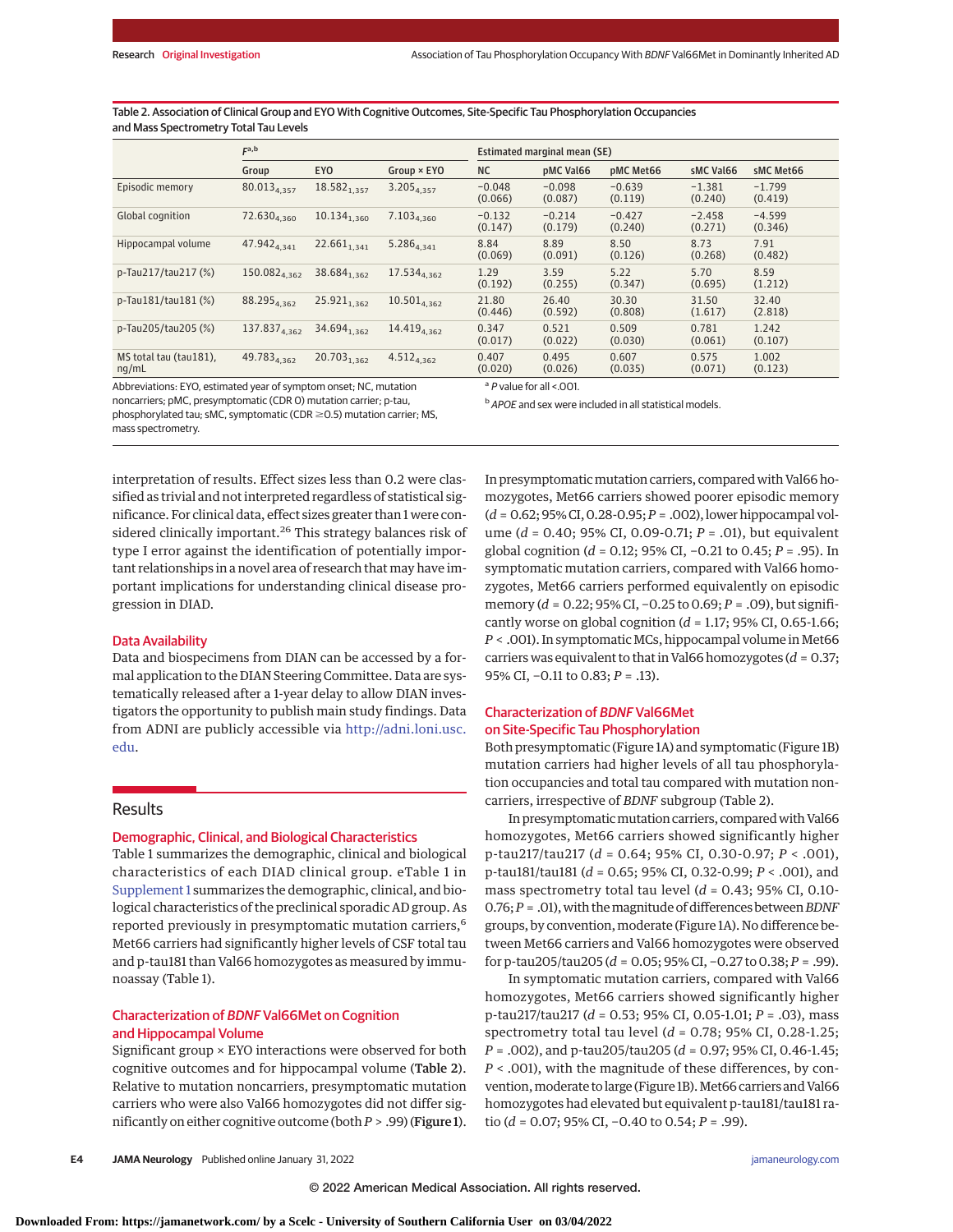Table 2. Association of Clinical Group and EYO With Cognitive Outcomes, Site-Specific Tau Phosphorylation Occupancies and Mass Spectrometry Total Tau Levels

| | $F$[a,b] | | | Estimated marginal mean (SE) | | | | |
|---|---|---|---|---|---|---|---|---|
| | Group | EYO | Group × EYO | NC | pMC Val66 | pMC Met66 | sMC Val66 | sMC Met66 |
| Episodic memory | $80.013_{4,357}$ | $18.582_{1,357}$ | $3.205_{4,357}$ | −0.048 (0.066) | −0.098 (0.087) | −0.639 (0.119) | −1.381 (0.240) | −1.799 (0.419) |
| Global cognition | $72.630_{4,360}$ | $10.134_{1,360}$ | $7.103_{4,360}$ | −0.132 (0.147) | −0.214 (0.179) | −0.427 (0.240) | −2.458 (0.271) | −4.599 (0.346) |
| Hippocampal volume | $47.942_{4,341}$ | $22.661_{1,341}$ | $5.286_{4,341}$ | 8.84 (0.069) | 8.89 (0.091) | 8.50 (0.126) | 8.73 (0.268) | 7.91 (0.482) |
| p-Tau217/tau217 (%) | $150.082_{4,362}$ | $38.684_{1,362}$ | $17.534_{4,362}$ | 1.29 (0.192) | 3.59 (0.255) | 5.22 (0.347) | 5.70 (0.695) | 8.59 (1.212) |
| p-Tau181/tau181 (%) | $88.295_{4,362}$ | $25.921_{1,362}$ | $10.501_{4,362}$ | 21.80 (0.446) | 26.40 (0.592) | 30.30 (0.808) | 31.50 (1.617) | 32.40 (2.818) |
| p-Tau205/tau205 (%) | $137.837_{4,362}$ | $34.694_{1,362}$ | $14.419_{4,362}$ | 0.347 (0.017) | 0.521 (0.022) | 0.509 (0.030) | 0.781 (0.061) | 1.242 (0.107) |
| MS total tau (tau181), ng/mL | $49.783_{4,362}$ | $20.703_{1,362}$ | $4.512_{4,362}$ | 0.407 (0.020) | 0.495 (0.026) | 0.607 (0.035) | 0.575 (0.071) | 1.002 (0.123) |

Abbreviations: EYO, estimated year of symptom onset; NC, mutation noncarriers; pMC, presymptomatic (CDR 0) mutation carrier; p-tau, phosphorylated tau; sMC, symptomatic (CDR ≥0.5) mutation carrier; MS, mass spectrometry.

[a] $P$ value for all <.001.

[b] *APOE* and sex were included in all statistical models.

interpretation of results. Effect sizes less than 0.2 were classified as trivial and not interpreted regardless of statistical significance. For clinical data, effect sizes greater than 1 were considered clinically important.[26] This strategy balances risk of type I error against the identification of potentially important relationships in a novel area of research that may have important implications for understanding clinical disease progression in DIAD.

## Data Availability

Data and biospecimens from DIAN can be accessed by a formal application to the DIAN Steering Committee. Data are systematically released after a 1-year delay to allow DIAN investigators the opportunity to publish main study findings. Data from ADNI are publicly accessible via http://adni.loni.usc.edu.

# Results

## Demographic, Clinical, and Biological Characteristics

Table 1 summarizes the demographic, clinical and biological characteristics of each DIAD clinical group. eTable 1 in Supplement 1 summarizes the demographic, clinical, and biological characteristics of the preclinical sporadic AD group. As reported previously in presymptomatic mutation carriers,[6] Met66 carriers had significantly higher levels of CSF total tau and p-tau181 than Val66 homozygotes as measured by immunoassay (Table 1).

## Characterization of *BDNF* Val66Met on Cognition and Hippocampal Volume

Significant group × EYO interactions were observed for both cognitive outcomes and for hippocampal volume (**Table 2**). Relative to mutation noncarriers, presymptomatic mutation carriers who were also Val66 homozygotes did not differ significantly on either cognitive outcome (both $P$ > .99) (**Figure 1**). In presymptomatic mutation carriers, compared with Val66 homozygotes, Met66 carriers showed poorer episodic memory ($d$ = 0.62; 95% CI, 0.28-0.95; $P$ = .002), lower hippocampal volume ($d$ = 0.40; 95% CI, 0.09-0.71; $P$ = .01), but equivalent global cognition ($d$ = 0.12; 95% CI, −0.21 to 0.45; $P$ = .95). In symptomatic mutation carriers, compared with Val66 homozygotes, Met66 carriers performed equivalently on episodic memory ($d$ = 0.22; 95% CI, −0.25 to 0.69; $P$ = .09), but significantly worse on global cognition ($d$ = 1.17; 95% CI, 0.65-1.66; $P$ < .001). In symptomatic MCs, hippocampal volume in Met66 carriers was equivalent to that in Val66 homozygotes ($d$ = 0.37; 95% CI, −0.11 to 0.83; $P$ = .13).

## Characterization of *BDNF* Val66Met on Site-Specific Tau Phosphorylation

Both presymptomatic (Figure 1A) and symptomatic (Figure 1B) mutation carriers had higher levels of all tau phosphorylation occupancies and total tau compared with mutation noncarriers, irrespective of *BDNF* subgroup (Table 2).

In presymptomatic mutation carriers, compared with Val66 homozygotes, Met66 carriers showed significantly higher p-tau217/tau217 ($d$ = 0.64; 95% CI, 0.30-0.97; $P$ < .001), p-tau181/tau181 ($d$ = 0.65; 95% CI, 0.32-0.99; $P$ < .001), and mass spectrometry total tau level ($d$ = 0.43; 95% CI, 0.10-0.76; $P$ = .01), with the magnitude of differences between *BDNF* groups, by convention, moderate (Figure 1A). No difference between Met66 carriers and Val66 homozygotes were observed for p-tau205/tau205 ($d$ = 0.05; 95% CI, −0.27 to 0.38; $P$ = .99).

In symptomatic mutation carriers, compared with Val66 homozygotes, Met66 carriers showed significantly higher p-tau217/tau217 ($d$ = 0.53; 95% CI, 0.05-1.01; $P$ = .03), mass spectrometry total tau level ($d$ = 0.78; 95% CI, 0.28-1.25; $P$ = .002), and p-tau205/tau205 ($d$ = 0.97; 95% CI, 0.46-1.45; $P$ < .001), with the magnitude of these differences, by convention, moderate to large (Figure 1B). Met66 carriers and Val66 homozygotes had elevated but equivalent p-tau181/tau181 ratio ($d$ = 0.07; 95% CI, −0.40 to 0.54; $P$ = .99).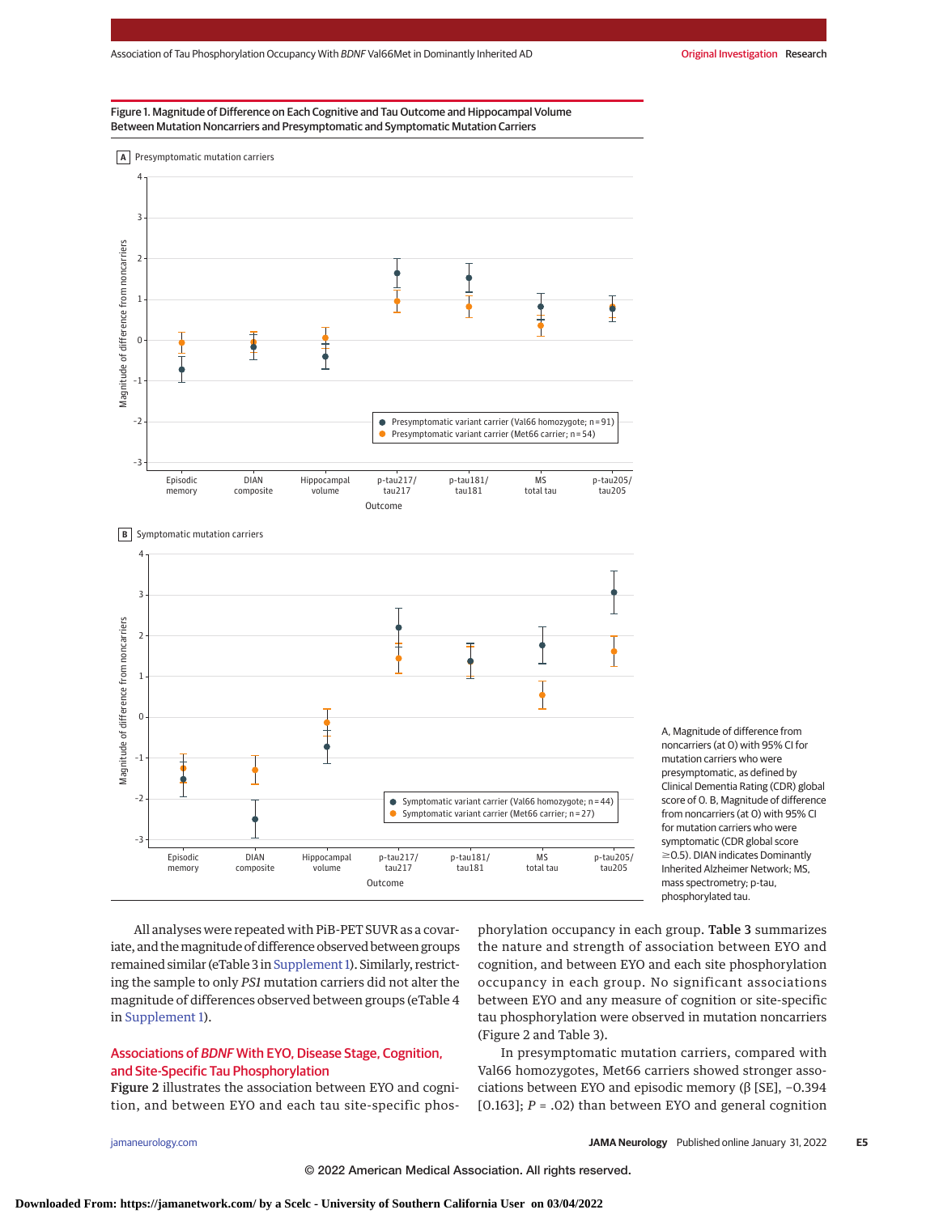Figure 1. Magnitude of Difference on Each Cognitive and Tau Outcome and Hippocampal Volume Between Mutation Noncarriers and Presymptomatic and Symptomatic Mutation Carriers

A, Magnitude of difference from noncarriers (at 0) with 95% CI for mutation carriers who were presymptomatic, as defined by Clinical Dementia Rating (CDR) global score of 0. B, Magnitude of difference from noncarriers (at 0) with 95% CI for mutation carriers who were symptomatic (CDR global score ≥0.5). DIAN indicates Dominantly Inherited Alzheimer Network; MS, mass spectrometry; p-tau, phosphorylated tau.

All analyses were repeated with PiB-PET SUVR as a covariate, and the magnitude of difference observed between groups remained similar (eTable 3 in Supplement 1). Similarly, restricting the sample to only *PS1* mutation carriers did not alter the magnitude of differences observed between groups (eTable 4 in Supplement 1).

## Associations of *BDNF* With EYO, Disease Stage, Cognition, and Site-Specific Tau Phosphorylation

**Figure 2** illustrates the association between EYO and cognition, and between EYO and each tau site-specific phosphorylation occupancy in each group. **Table 3** summarizes the nature and strength of association between EYO and cognition, and between EYO and each site phosphorylation occupancy in each group. No significant associations between EYO and any measure of cognition or site-specific tau phosphorylation were observed in mutation noncarriers (Figure 2 and Table 3).

In presymptomatic mutation carriers, compared with Val66 homozygotes, Met66 carriers showed stronger associations between EYO and episodic memory (β [SE], −0.394 [0.163]; $P$ = .02) than between EYO and general cognition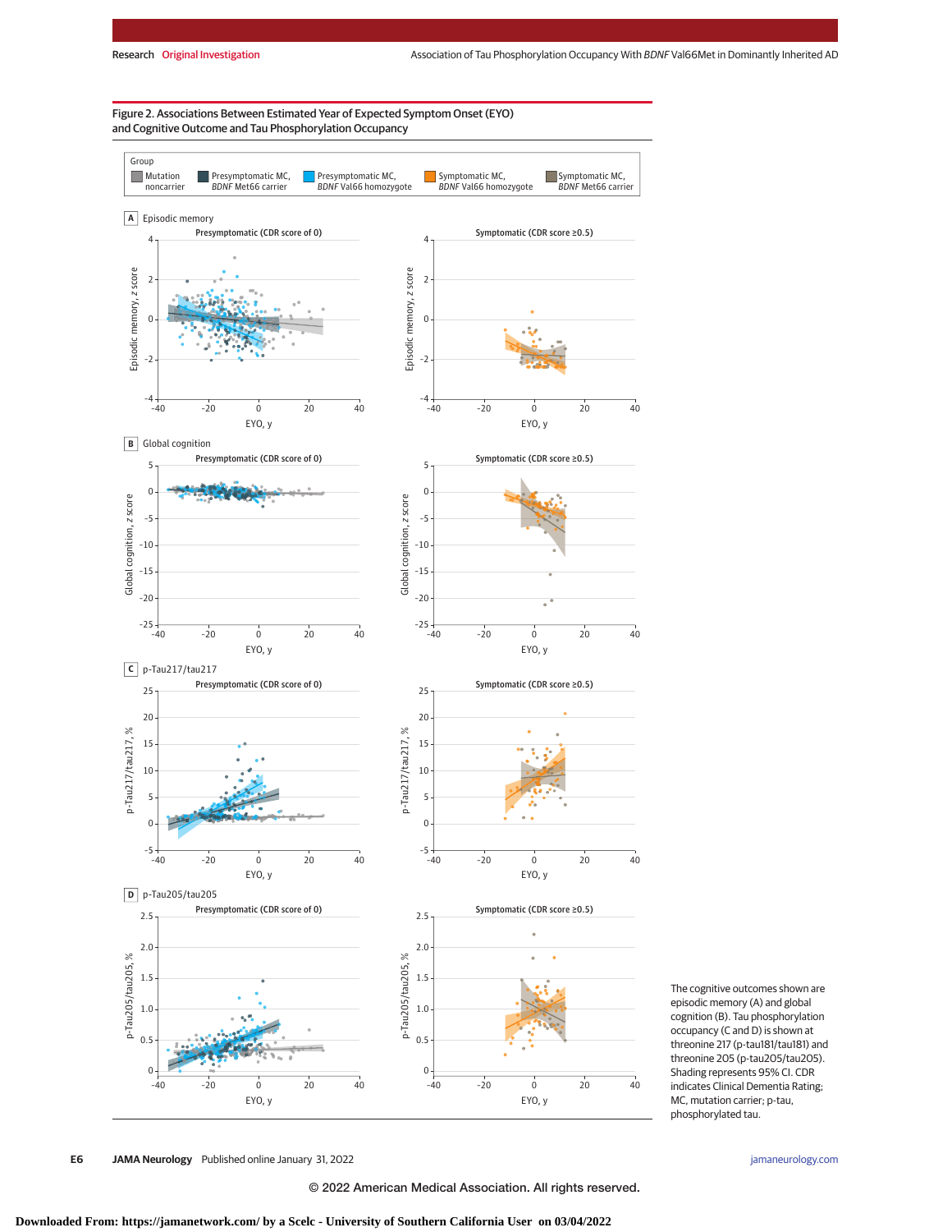Figure 2. Associations Between Estimated Year of Expected Symptom Onset (EYO) and Cognitive Outcome and Tau Phosphorylation Occupancy

Group: Mutation noncarrier; Presymptomatic MC, *BDNF* Met66 carrier; Presymptomatic MC, *BDNF* Val66 homozygote; Symptomatic MC, *BDNF* Val66 homozygote; Symptomatic MC, *BDNF* Met66 carrier

A Episodic memory

B Global cognition

C p-Tau217/tau217

D p-Tau205/tau205

The cognitive outcomes shown are episodic memory (A) and global cognition (B). Tau phosphorylation occupancy (C and D) is shown at threonine 217 (p-tau181/tau181) and threonine 205 (p-tau205/tau205). Shading represents 95% CI. CDR indicates Clinical Dementia Rating; MC, mutation carrier; p-tau, phosphorylated tau.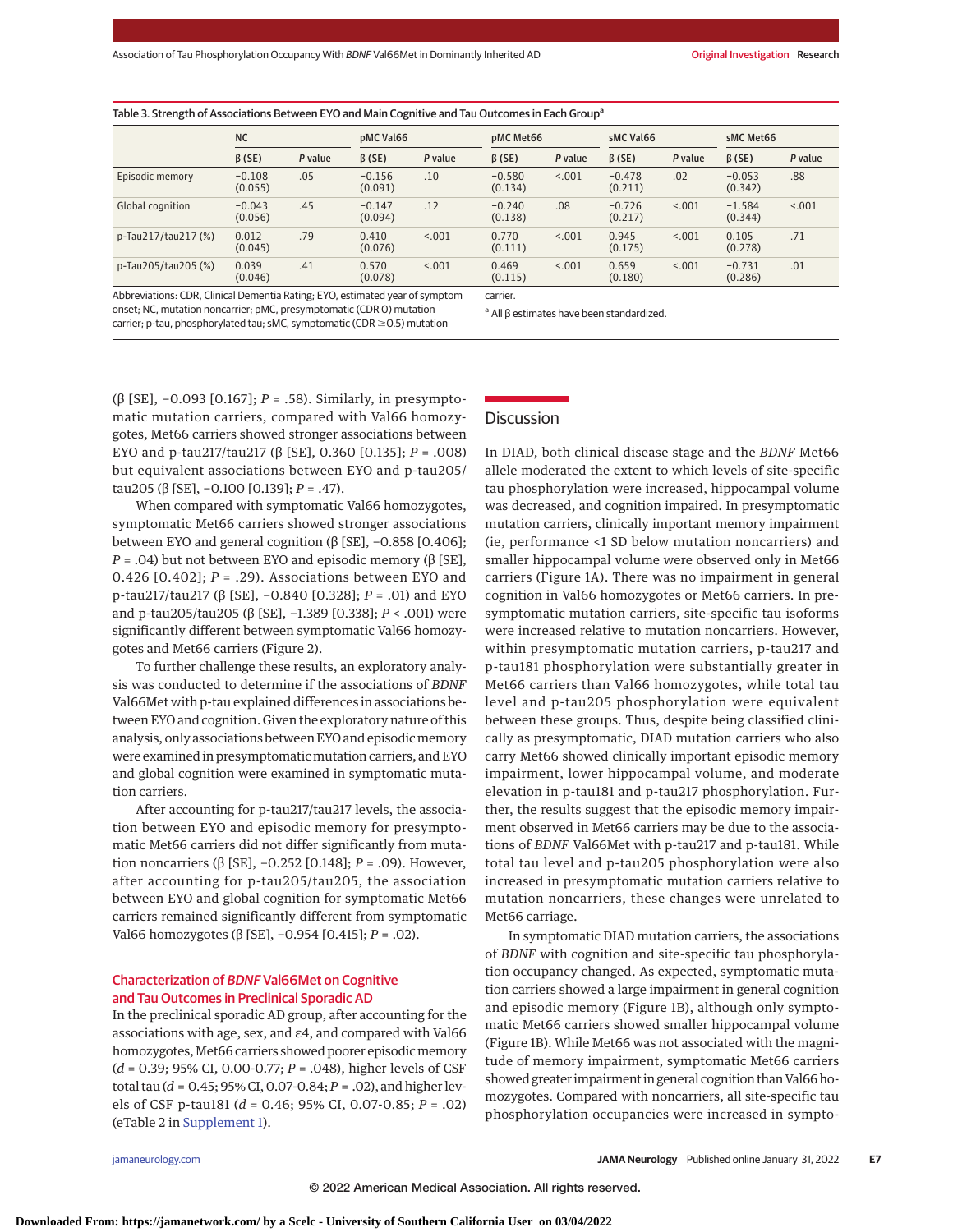Table 3. Strength of Associations Between EYO and Main Cognitive and Tau Outcomes in Each Group[a]

| | NC | | pMC Val66 | | pMC Met66 | | sMC Val66 | | sMC Met66 | |
|---|---|---|---|---|---|---|---|---|---|---|
| | β (SE) | P value | β (SE) | P value | β (SE) | P value | β (SE) | P value | β (SE) | P value |
| Episodic memory | −0.108 (0.055) | .05 | −0.156 (0.091) | .10 | −0.580 (0.134) | <.001 | −0.478 (0.211) | .02 | −0.053 (0.342) | .88 |
| Global cognition | −0.043 (0.056) | .45 | −0.147 (0.094) | .12 | −0.240 (0.138) | .08 | −0.726 (0.217) | <.001 | −1.584 (0.344) | <.001 |
| p-Tau217/tau217 (%) | 0.012 (0.045) | .79 | 0.410 (0.076) | <.001 | 0.770 (0.111) | <.001 | 0.945 (0.175) | <.001 | 0.105 (0.278) | .71 |
| p-Tau205/tau205 (%) | 0.039 (0.046) | .41 | 0.570 (0.078) | <.001 | 0.469 (0.115) | <.001 | 0.659 (0.180) | <.001 | −0.731 (0.286) | .01 |

Abbreviations: CDR, Clinical Dementia Rating; EYO, estimated year of symptom onset; NC, mutation noncarrier; pMC, presymptomatic (CDR 0) mutation carrier; p-tau, phosphorylated tau; sMC, symptomatic (CDR ≥0.5) mutation carrier.

[a] All β estimates have been standardized.

(β [SE], −0.093 [0.167]; $P = .58$). Similarly, in presymptomatic mutation carriers, compared with Val66 homozygotes, Met66 carriers showed stronger associations between EYO and p-tau217/tau217 (β [SE], 0.360 [0.135]; $P = .008$) but equivalent associations between EYO and p-tau205/tau205 (β [SE], −0.100 [0.139]; $P = .47$).

When compared with symptomatic Val66 homozygotes, symptomatic Met66 carriers showed stronger associations between EYO and general cognition (β [SE], −0.858 [0.406]; $P = .04$) but not between EYO and episodic memory (β [SE], 0.426 [0.402]; $P = .29$). Associations between EYO and p-tau217/tau217 (β [SE], −0.840 [0.328]; $P = .01$) and EYO and p-tau205/tau205 (β [SE], −1.389 [0.338]; $P < .001$) were significantly different between symptomatic Val66 homozygotes and Met66 carriers (Figure 2).

To further challenge these results, an exploratory analysis was conducted to determine if the associations of *BDNF* Val66Met with p-tau explained differences in associations between EYO and cognition. Given the exploratory nature of this analysis, only associations between EYO and episodic memory were examined in presymptomatic mutation carriers, and EYO and global cognition were examined in symptomatic mutation carriers.

After accounting for p-tau217/tau217 levels, the association between EYO and episodic memory for presymptomatic Met66 carriers did not differ significantly from mutation noncarriers (β [SE], −0.252 [0.148]; $P = .09$). However, after accounting for p-tau205/tau205, the association between EYO and global cognition for symptomatic Met66 carriers remained significantly different from symptomatic Val66 homozygotes (β [SE], −0.954 [0.415]; $P = .02$).

### Characterization of *BDNF* Val66Met on Cognitive and Tau Outcomes in Preclinical Sporadic AD

In the preclinical sporadic AD group, after accounting for the associations with age, sex, and ε4, and compared with Val66 homozygotes, Met66 carriers showed poorer episodic memory ($d = 0.39$; 95% CI, 0.00-0.77; $P = .048$), higher levels of CSF total tau ($d = 0.45$; 95% CI, 0.07-0.84; $P = .02$), and higher levels of CSF p-tau181 ($d = 0.46$; 95% CI, 0.07-0.85; $P = .02$) (eTable 2 in Supplement 1).

## Discussion

In DIAD, both clinical disease stage and the *BDNF* Met66 allele moderated the extent to which levels of site-specific tau phosphorylation were increased, hippocampal volume was decreased, and cognition impaired. In presymptomatic mutation carriers, clinically important memory impairment (ie, performance <1 SD below mutation noncarriers) and smaller hippocampal volume were observed only in Met66 carriers (Figure 1A). There was no impairment in general cognition in Val66 homozygotes or Met66 carriers. In presymptomatic mutation carriers, site-specific tau isoforms were increased relative to mutation noncarriers. However, within presymptomatic mutation carriers, p-tau217 and p-tau181 phosphorylation were substantially greater in Met66 carriers than Val66 homozygotes, while total tau level and p-tau205 phosphorylation were equivalent between these groups. Thus, despite being classified clinically as presymptomatic, DIAD mutation carriers who also carry Met66 showed clinically important episodic memory impairment, lower hippocampal volume, and moderate elevation in p-tau181 and p-tau217 phosphorylation. Further, the results suggest that the episodic memory impairment observed in Met66 carriers may be due to the associations of *BDNF* Val66Met with p-tau217 and p-tau181. While total tau level and p-tau205 phosphorylation were also increased in presymptomatic mutation carriers relative to mutation noncarriers, these changes were unrelated to Met66 carriage.

In symptomatic DIAD mutation carriers, the associations of *BDNF* with cognition and site-specific tau phosphorylation occupancy changed. As expected, symptomatic mutation carriers showed a large impairment in general cognition and episodic memory (Figure 1B), although only symptomatic Met66 carriers showed smaller hippocampal volume (Figure 1B). While Met66 was not associated with the magnitude of memory impairment, symptomatic Met66 carriers showed greater impairment in general cognition than Val66 homozygotes. Compared with noncarriers, all site-specific tau phosphorylation occupancies were increased in sympto-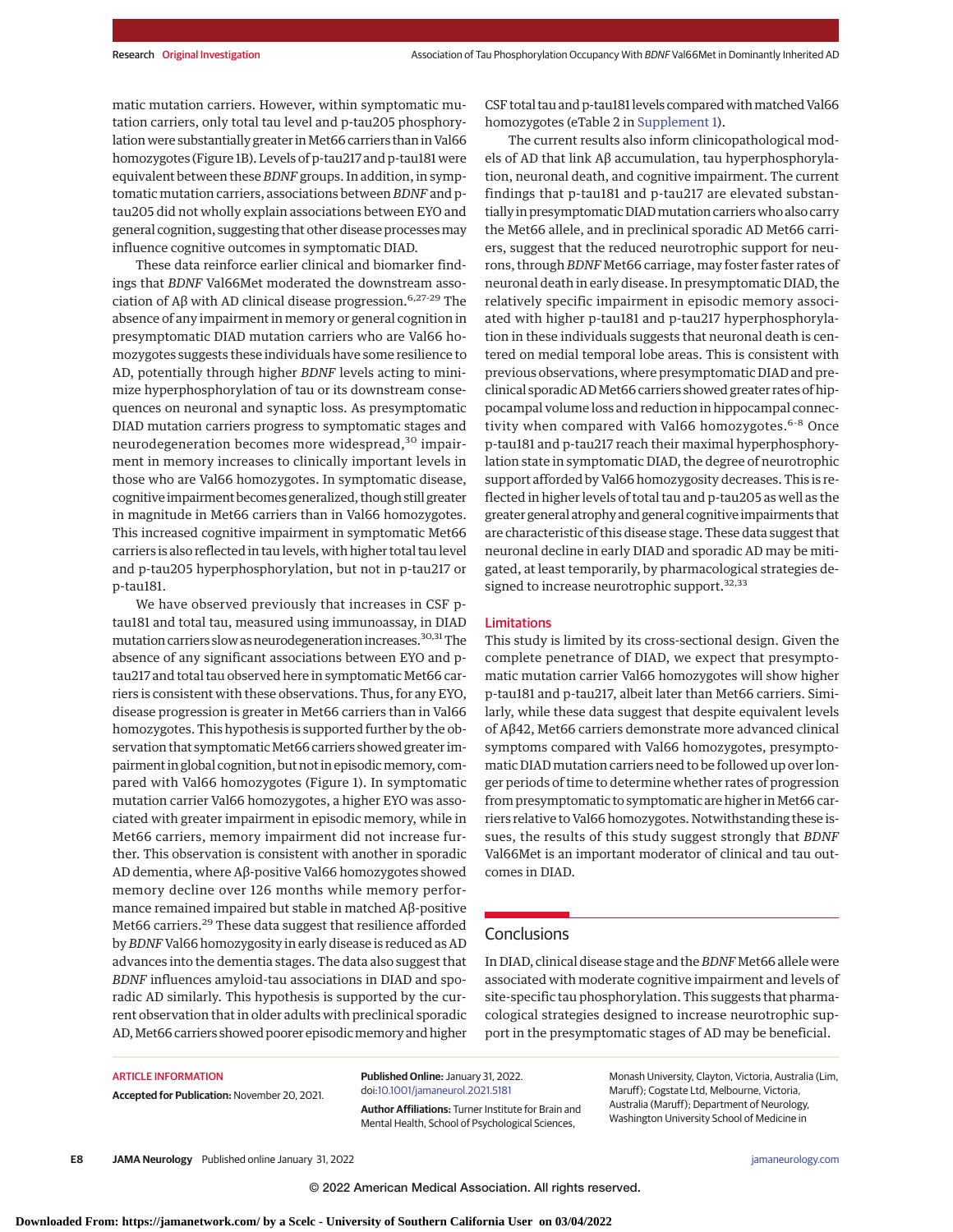matic mutation carriers. However, within symptomatic mutation carriers, only total tau level and p-tau205 phosphorylation were substantially greater in Met66 carriers than in Val66 homozygotes (Figure 1B). Levels of p-tau217 and p-tau181 were equivalent between these *BDNF* groups. In addition, in symptomatic mutation carriers, associations between *BDNF* and p-tau205 did not wholly explain associations between EYO and general cognition, suggesting that other disease processes may influence cognitive outcomes in symptomatic DIAD.

These data reinforce earlier clinical and biomarker findings that *BDNF* Val66Met moderated the downstream association of Aβ with AD clinical disease progression.[6,27-29] The absence of any impairment in memory or general cognition in presymptomatic DIAD mutation carriers who are Val66 homozygotes suggests these individuals have some resilience to AD, potentially through higher *BDNF* levels acting to minimize hyperphosphorylation of tau or its downstream consequences on neuronal and synaptic loss. As presymptomatic DIAD mutation carriers progress to symptomatic stages and neurodegeneration becomes more widespread,[30] impairment in memory increases to clinically important levels in those who are Val66 homozygotes. In symptomatic disease, cognitive impairment becomes generalized, though still greater in magnitude in Met66 carriers than in Val66 homozygotes. This increased cognitive impairment in symptomatic Met66 carriers is also reflected in tau levels, with higher total tau level and p-tau205 hyperphosphorylation, but not in p-tau217 or p-tau181.

We have observed previously that increases in CSF p-tau181 and total tau, measured using immunoassay, in DIAD mutation carriers slow as neurodegeneration increases.[30,31] The absence of any significant associations between EYO and p-tau217 and total tau observed here in symptomatic Met66 carriers is consistent with these observations. Thus, for any EYO, disease progression is greater in Met66 carriers than in Val66 homozygotes. This hypothesis is supported further by the observation that symptomatic Met66 carriers showed greater impairment in global cognition, but not in episodic memory, compared with Val66 homozygotes (Figure 1). In symptomatic mutation carrier Val66 homozygotes, a higher EYO was associated with greater impairment in episodic memory, while in Met66 carriers, memory impairment did not increase further. This observation is consistent with another in sporadic AD dementia, where Aβ-positive Val66 homozygotes showed memory decline over 126 months while memory performance remained impaired but stable in matched Aβ-positive Met66 carriers.[29] These data suggest that resilience afforded by *BDNF* Val66 homozygosity in early disease is reduced as AD advances into the dementia stages. The data also suggest that *BDNF* influences amyloid-tau associations in DIAD and sporadic AD similarly. This hypothesis is supported by the current observation that in older adults with preclinical sporadic AD, Met66 carriers showed poorer episodic memory and higher CSF total tau and p-tau181 levels compared with matched Val66 homozygotes (eTable 2 in Supplement 1).

The current results also inform clinicopathological models of AD that link Aβ accumulation, tau hyperphosphorylation, neuronal death, and cognitive impairment. The current findings that p-tau181 and p-tau217 are elevated substantially in presymptomatic DIAD mutation carriers who also carry the Met66 allele, and in preclinical sporadic AD Met66 carriers, suggest that the reduced neurotrophic support for neurons, through *BDNF* Met66 carriage, may foster faster rates of neuronal death in early disease. In presymptomatic DIAD, the relatively specific impairment in episodic memory associated with higher p-tau181 and p-tau217 hyperphosphorylation in these individuals suggests that neuronal death is centered on medial temporal lobe areas. This is consistent with previous observations, where presymptomatic DIAD and preclinical sporadic AD Met66 carriers showed greater rates of hippocampal volume loss and reduction in hippocampal connectivity when compared with Val66 homozygotes.[6-8] Once p-tau181 and p-tau217 reach their maximal hyperphosphorylation state in symptomatic DIAD, the degree of neurotrophic support afforded by Val66 homozygosity decreases. This is reflected in higher levels of total tau and p-tau205 as well as the greater general atrophy and general cognitive impairments that are characteristic of this disease stage. These data suggest that neuronal decline in early DIAD and sporadic AD may be mitigated, at least temporarily, by pharmacological strategies designed to increase neurotrophic support.[32,33]

## Limitations

This study is limited by its cross-sectional design. Given the complete penetrance of DIAD, we expect that presymptomatic mutation carrier Val66 homozygotes will show higher p-tau181 and p-tau217, albeit later than Met66 carriers. Similarly, while these data suggest that despite equivalent levels of Aβ42, Met66 carriers demonstrate more advanced clinical symptoms compared with Val66 homozygotes, presymptomatic DIAD mutation carriers need to be followed up over longer periods of time to determine whether rates of progression from presymptomatic to symptomatic are higher in Met66 carriers relative to Val66 homozygotes. Notwithstanding these issues, the results of this study suggest strongly that *BDNF* Val66Met is an important moderator of clinical and tau outcomes in DIAD.

## Conclusions

In DIAD, clinical disease stage and the *BDNF* Met66 allele were associated with moderate cognitive impairment and levels of site-specific tau phosphorylation. This suggests that pharmacological strategies designed to increase neurotrophic support in the presymptomatic stages of AD may be beneficial.

ARTICLE INFORMATION

**Accepted for Publication:** November 20, 2021.

**Published Online:** January 31, 2022. doi:10.1001/jamaneurol.2021.5181

**Author Affiliations:** Turner Institute for Brain and Mental Health, School of Psychological Sciences, Monash University, Clayton, Victoria, Australia (Lim, Maruff); Cogstate Ltd, Melbourne, Victoria, Australia (Maruff); Department of Neurology, Washington University School of Medicine in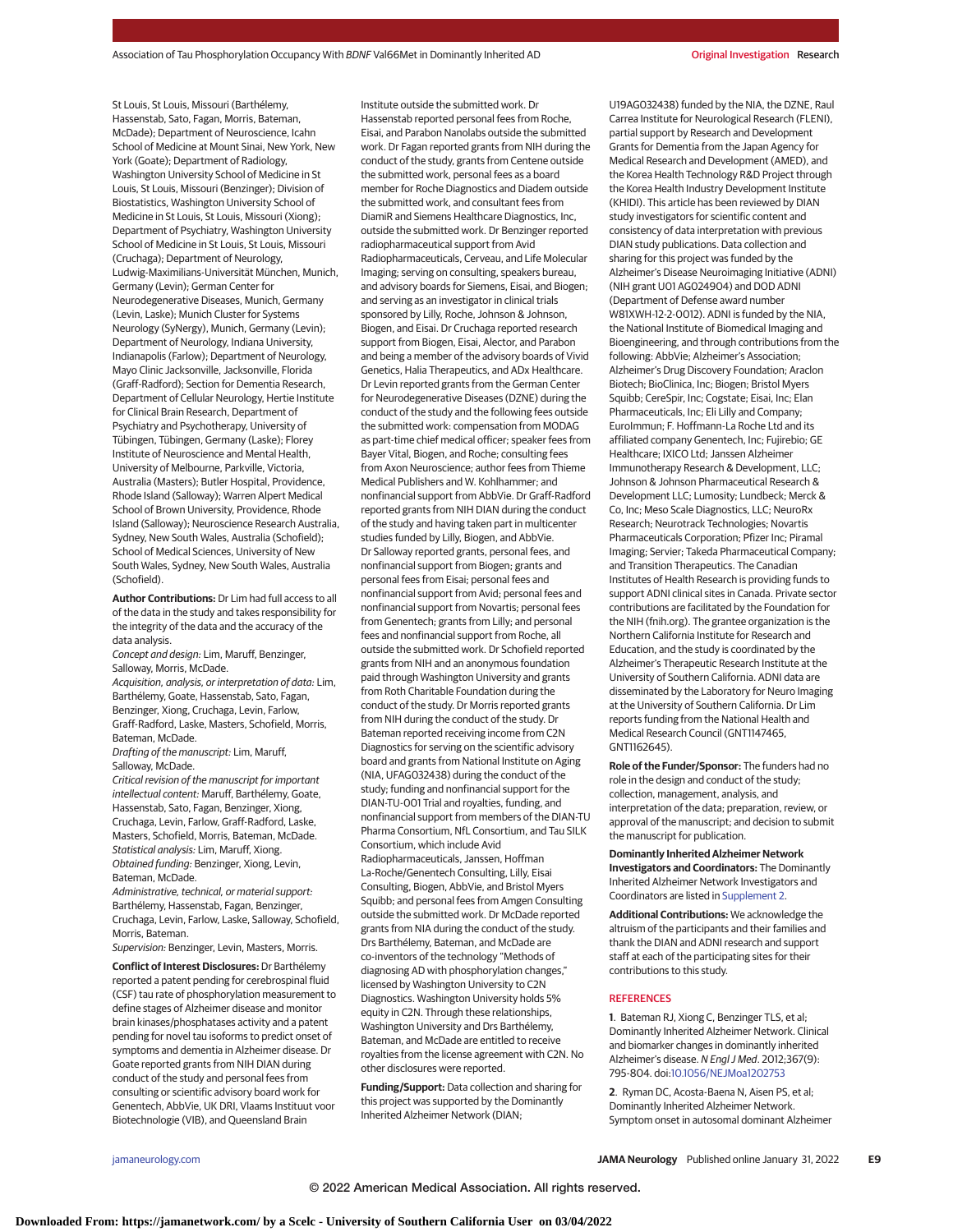St Louis, St Louis, Missouri (Barthélemy, Hassenstab, Sato, Fagan, Morris, Bateman, McDade); Department of Neuroscience, Icahn School of Medicine at Mount Sinai, New York, New York (Goate); Department of Radiology, Washington University School of Medicine in St Louis, St Louis, Missouri (Benzinger); Division of Biostatistics, Washington University School of Medicine in St Louis, St Louis, Missouri (Xiong); Department of Psychiatry, Washington University School of Medicine in St Louis, St Louis, Missouri (Cruchaga); Department of Neurology, Ludwig-Maximilians-Universität München, Munich, Germany (Levin); German Center for Neurodegenerative Diseases, Munich, Germany (Levin, Laske); Munich Cluster for Systems Neurology (SyNergy), Munich, Germany (Levin); Department of Neurology, Indiana University, Indianapolis (Farlow); Department of Neurology, Mayo Clinic Jacksonville, Jacksonville, Florida (Graff-Radford); Section for Dementia Research, Department of Cellular Neurology, Hertie Institute for Clinical Brain Research, Department of Psychiatry and Psychotherapy, University of Tübingen, Tübingen, Germany (Laske); Florey Institute of Neuroscience and Mental Health, University of Melbourne, Parkville, Victoria, Australia (Masters); Butler Hospital, Providence, Rhode Island (Salloway); Warren Alpert Medical School of Brown University, Providence, Rhode Island (Salloway); Neuroscience Research Australia, Sydney, New South Wales, Australia (Schofield); School of Medical Sciences, University of New South Wales, Sydney, New South Wales, Australia (Schofield).

**Author Contributions:** Dr Lim had full access to all of the data in the study and takes responsibility for the integrity of the data and the accuracy of the data analysis.
*Concept and design:* Lim, Maruff, Benzinger, Salloway, Morris, McDade.
*Acquisition, analysis, or interpretation of data:* Lim, Barthélemy, Goate, Hassenstab, Sato, Fagan, Benzinger, Xiong, Cruchaga, Levin, Farlow, Graff-Radford, Laske, Masters, Schofield, Morris, Bateman, McDade.
*Drafting of the manuscript:* Lim, Maruff, Salloway, McDade.
*Critical revision of the manuscript for important intellectual content:* Maruff, Barthélemy, Goate, Hassenstab, Sato, Fagan, Benzinger, Xiong, Cruchaga, Levin, Farlow, Graff-Radford, Laske, Masters, Schofield, Morris, Bateman, McDade.
*Statistical analysis:* Lim, Maruff, Xiong.
*Obtained funding:* Benzinger, Xiong, Levin, Bateman, McDade.
*Administrative, technical, or material support:* Barthélemy, Hassenstab, Fagan, Benzinger, Cruchaga, Levin, Farlow, Laske, Salloway, Schofield, Morris, Bateman.
*Supervision:* Benzinger, Levin, Masters, Morris.

**Conflict of Interest Disclosures:** Dr Barthélemy reported a patent pending for cerebrospinal fluid (CSF) tau rate of phosphorylation measurement to define stages of Alzheimer disease and monitor brain kinases/phosphatases activity and a patent pending for novel tau isoforms to predict onset of symptoms and dementia in Alzheimer disease. Dr Goate reported grants from NIH DIAN during conduct of the study and personal fees from consulting or scientific advisory board work for Genentech, AbbVie, UK DRI, Vlaams Instituut voor Biotechnologie (VIB), and Queensland Brain Institute outside the submitted work. Dr Hassenstab reported personal fees from Roche, Eisai, and Parabon Nanolabs outside the submitted work. Dr Fagan reported grants from NIH during the conduct of the study, grants from Centene outside the submitted work, personal fees as a board member for Roche Diagnostics and Diadem outside the submitted work, and consultant fees from DiamiR and Siemens Healthcare Diagnostics, Inc, outside the submitted work. Dr Benzinger reported radiopharmaceutical support from Avid Radiopharmaceuticals, Cerveau, and Life Molecular Imaging; serving on consulting, speakers bureau, and advisory boards for Siemens, Eisai, and Biogen; and serving as an investigator in clinical trials sponsored by Lilly, Roche, Johnson & Johnson, Biogen, and Eisai. Dr Cruchaga reported research support from Biogen, Eisai, Alector, and Parabon and being a member of the advisory boards of Vivid Genetics, Halia Therapeutics, and ADx Healthcare. Dr Levin reported grants from the German Center for Neurodegenerative Diseases (DZNE) during the conduct of the study and the following fees outside the submitted work: compensation from MODAG as part-time chief medical officer; speaker fees from Bayer Vital, Biogen, and Roche; consulting fees from Axon Neuroscience; author fees from Thieme Medical Publishers and W. Kohlhammer; and nonfinancial support from AbbVie. Dr Graff-Radford reported grants from NIH DIAN during the conduct of the study and having taken part in multicenter studies funded by Lilly, Biogen, and AbbVie. Dr Salloway reported grants, personal fees, and nonfinancial support from Biogen; grants and personal fees from Eisai; personal fees and nonfinancial support from Avid; personal fees and nonfinancial support from Novartis; personal fees from Genentech; grants from Lilly; and personal fees and nonfinancial support from Roche, all outside the submitted work. Dr Schofield reported grants from NIH and an anonymous foundation paid through Washington University and grants from Roth Charitable Foundation during the conduct of the study. Dr Morris reported grants from NIH during the conduct of the study. Dr Bateman reported receiving income from C2N Diagnostics for serving on the scientific advisory board and grants from National Institute on Aging (NIA, UFAG032438) during the conduct of the study; funding and nonfinancial support for the DIAN-TU-001 Trial and royalties, funding, and nonfinancial support from members of the DIAN-TU Pharma Consortium, NfL Consortium, and Tau SILK Consortium, which include Avid Radiopharmaceuticals, Janssen, Hoffman La-Roche/Genentech Consulting, Lilly, Eisai Consulting, Biogen, AbbVie, and Bristol Myers Squibb; and personal fees from Amgen Consulting outside the submitted work. Dr McDade reported grants from NIA during the conduct of the study. Drs Barthélemy, Bateman, and McDade are co-inventors of the technology "Methods of diagnosing AD with phosphorylation changes," licensed by Washington University to C2N Diagnostics. Washington University holds 5% equity in C2N. Through these relationships, Washington University and Drs Barthélemy, Bateman, and McDade are entitled to receive royalties from the license agreement with C2N. No other disclosures were reported.

**Funding/Support:** Data collection and sharing for this project was supported by the Dominantly Inherited Alzheimer Network (DIAN; U19AG032438) funded by the NIA, the DZNE, Raul Carrea Institute for Neurological Research (FLENI), partial support by Research and Development Grants for Dementia from the Japan Agency for Medical Research and Development (AMED), and the Korea Health Technology R&D Project through the Korea Health Industry Development Institute (KHIDI). This article has been reviewed by DIAN study investigators for scientific content and consistency of data interpretation with previous DIAN study publications. Data collection and sharing for this project was funded by the Alzheimer's Disease Neuroimaging Initiative (ADNI) (NIH grant U01 AG024904) and DOD ADNI (Department of Defense award number W81XWH-12-2-0012). ADNI is funded by the NIA, the National Institute of Biomedical Imaging and Bioengineering, and through contributions from the following: AbbVie; Alzheimer's Association; Alzheimer's Drug Discovery Foundation; Araclon Biotech; BioClinica, Inc; Biogen; Bristol Myers Squibb; CereSpir, Inc; Cogstate; Eisai, Inc; Elan Pharmaceuticals, Inc; Eli Lilly and Company; EuroImmun; F. Hoffmann-La Roche Ltd and its affiliated company Genentech, Inc; Fujirebio; GE Healthcare; IXICO Ltd; Janssen Alzheimer Immunotherapy Research & Development, LLC; Johnson & Johnson Pharmaceutical Research & Development LLC; Lumosity; Lundbeck; Merck & Co, Inc; Meso Scale Diagnostics, LLC; NeuroRx Research; Neurotrack Technologies; Novartis Pharmaceuticals Corporation; Pfizer Inc; Piramal Imaging; Servier; Takeda Pharmaceutical Company; and Transition Therapeutics. The Canadian Institutes of Health Research is providing funds to support ADNI clinical sites in Canada. Private sector contributions are facilitated by the Foundation for the NIH (fnih.org). The grantee organization is the Northern California Institute for Research and Education, and the study is coordinated by the Alzheimer's Therapeutic Research Institute at the University of Southern California. ADNI data are disseminated by the Laboratory for Neuro Imaging at the University of Southern California. Dr Lim reports funding from the National Health and Medical Research Council (GNT1147465, GNT1162645).

**Role of the Funder/Sponsor:** The funders had no role in the design and conduct of the study; collection, management, analysis, and interpretation of the data; preparation, review, or approval of the manuscript; and decision to submit the manuscript for publication.

**Dominantly Inherited Alzheimer Network Investigators and Coordinators:** The Dominantly Inherited Alzheimer Network Investigators and Coordinators are listed in Supplement 2.

**Additional Contributions:** We acknowledge the altruism of the participants and their families and thank the DIAN and ADNI research and support staff at each of the participating sites for their contributions to this study.

## REFERENCES

1. Bateman RJ, Xiong C, Benzinger TLS, et al; Dominantly Inherited Alzheimer Network. Clinical and biomarker changes in dominantly inherited Alzheimer's disease. *N Engl J Med*. 2012;367(9):795-804. doi:10.1056/NEJMoa1202753

2. Ryman DC, Acosta-Baena N, Aisen PS, et al; Dominantly Inherited Alzheimer Network. Symptom onset in autosomal dominant Alzheimer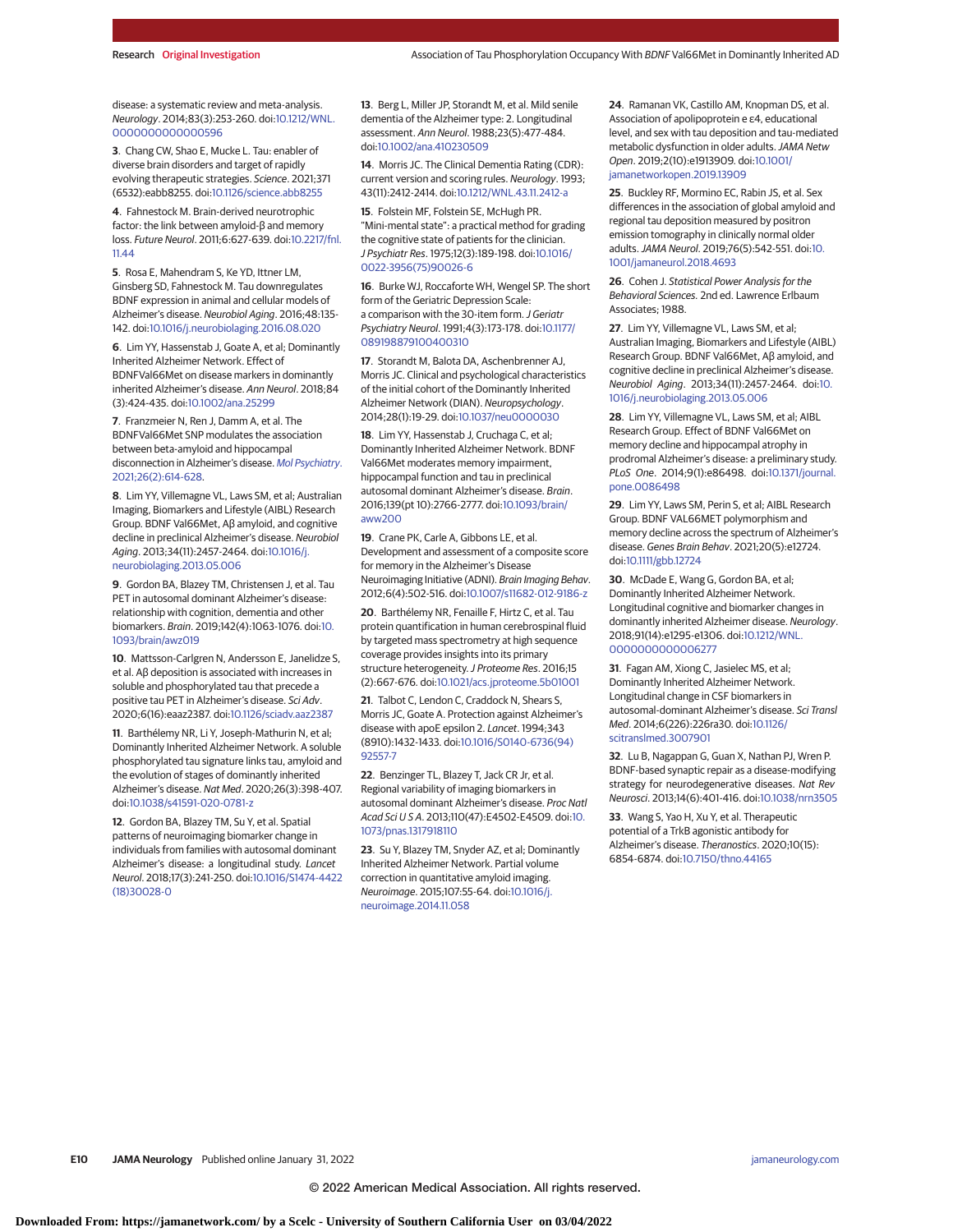disease: a systematic review and meta-analysis. *Neurology*. 2014;83(3):253-260. doi:10.1212/WNL.0000000000000596

3. Chang CW, Shao E, Mucke L. Tau: enabler of diverse brain disorders and target of rapidly evolving therapeutic strategies. *Science*. 2021;371(6532):eabb8255. doi:10.1126/science.abb8255

4. Fahnestock M. Brain-derived neurotrophic factor: the link between amyloid-β and memory loss. *Future Neurol*. 2011;6:627-639. doi:10.2217/fnl.11.44

5. Rosa E, Mahendram S, Ke YD, Ittner LM, Ginsberg SD, Fahnestock M. Tau downregulates BDNF expression in animal and cellular models of Alzheimer's disease. *Neurobiol Aging*. 2016;48:135-142. doi:10.1016/j.neurobiolaging.2016.08.020

6. Lim YY, Hassenstab J, Goate A, et al; Dominantly Inherited Alzheimer Network. Effect of BDNFVal66Met on disease markers in dominantly inherited Alzheimer's disease. *Ann Neurol*. 2018;84(3):424-435. doi:10.1002/ana.25299

7. Franzmeier N, Ren J, Damm A, et al. The BDNFVal66Met SNP modulates the association between beta-amyloid and hippocampal disconnection in Alzheimer's disease. *Mol Psychiatry*. 2021;26(2):614-628.

8. Lim YY, Villemagne VL, Laws SM, et al; Australian Imaging, Biomarkers and Lifestyle (AIBL) Research Group. BDNF Val66Met, Aβ amyloid, and cognitive decline in preclinical Alzheimer's disease. *Neurobiol Aging*. 2013;34(11):2457-2464. doi:10.1016/j.neurobiolaging.2013.05.006

9. Gordon BA, Blazey TM, Christensen J, et al. Tau PET in autosomal dominant Alzheimer's disease: relationship with cognition, dementia and other biomarkers. *Brain*. 2019;142(4):1063-1076. doi:10.1093/brain/awz019

10. Mattsson-Carlgren N, Andersson E, Janelidze S, et al. Aβ deposition is associated with increases in soluble and phosphorylated tau that precede a positive tau PET in Alzheimer's disease. *Sci Adv*. 2020;6(16):eaaz2387. doi:10.1126/sciadv.aaz2387

11. Barthélemy NR, Li Y, Joseph-Mathurin N, et al; Dominantly Inherited Alzheimer Network. A soluble phosphorylated tau signature links tau, amyloid and the evolution of stages of dominantly inherited Alzheimer's disease. *Nat Med*. 2020;26(3):398-407. doi:10.1038/s41591-020-0781-z

12. Gordon BA, Blazey TM, Su Y, et al. Spatial patterns of neuroimaging biomarker change in individuals from families with autosomal dominant Alzheimer's disease: a longitudinal study. *Lancet Neurol*. 2018;17(3):241-250. doi:10.1016/S1474-4422(18)30028-0

13. Berg L, Miller JP, Storandt M, et al. Mild senile dementia of the Alzheimer type: 2. Longitudinal assessment. *Ann Neurol*. 1988;23(5):477-484. doi:10.1002/ana.410230509

14. Morris JC. The Clinical Dementia Rating (CDR): current version and scoring rules. *Neurology*. 1993;43(11):2412-2414. doi:10.1212/WNL.43.11.2412-a

15. Folstein MF, Folstein SE, McHugh PR. "Mini-mental state": a practical method for grading the cognitive state of patients for the clinician. *J Psychiatr Res*. 1975;12(3):189-198. doi:10.1016/0022-3956(75)90026-6

16. Burke WJ, Roccaforte WH, Wengel SP. The short form of the Geriatric Depression Scale: a comparison with the 30-item form. *J Geriatr Psychiatry Neurol*. 1991;4(3):173-178. doi:10.1177/089198879100400310

17. Storandt M, Balota DA, Aschenbrenner AJ, Morris JC. Clinical and psychological characteristics of the initial cohort of the Dominantly Inherited Alzheimer Network (DIAN). *Neuropsychology*. 2014;28(1):19-29. doi:10.1037/neu0000030

18. Lim YY, Hassenstab J, Cruchaga C, et al; Dominantly Inherited Alzheimer Network. BDNF Val66Met moderates memory impairment, hippocampal function and tau in preclinical autosomal dominant Alzheimer's disease. *Brain*. 2016;139(pt 10):2766-2777. doi:10.1093/brain/aww200

19. Crane PK, Carle A, Gibbons LE, et al. Development and assessment of a composite score for memory in the Alzheimer's Disease Neuroimaging Initiative (ADNI). *Brain Imaging Behav*. 2012;6(4):502-516. doi:10.1007/s11682-012-9186-z

20. Barthélemy NR, Fenaille F, Hirtz C, et al. Tau protein quantification in human cerebrospinal fluid by targeted mass spectrometry at high sequence coverage provides insights into its primary structure heterogeneity. *J Proteome Res*. 2016;15(2):667-676. doi:10.1021/acs.jproteome.5b01001

21. Talbot C, Lendon C, Craddock N, Shears S, Morris JC, Goate A. Protection against Alzheimer's disease with apoE epsilon 2. *Lancet*. 1994;343(8910):1432-1433. doi:10.1016/S0140-6736(94)92557-7

22. Benzinger TL, Blazey T, Jack CR Jr, et al. Regional variability of imaging biomarkers in autosomal dominant Alzheimer's disease. *Proc Natl Acad Sci U S A*. 2013;110(47):E4502-E4509. doi:10.1073/pnas.1317918110

23. Su Y, Blazey TM, Snyder AZ, et al; Dominantly Inherited Alzheimer Network. Partial volume correction in quantitative amyloid imaging. *Neuroimage*. 2015;107:55-64. doi:10.1016/j.neuroimage.2014.11.058

24. Ramanan VK, Castillo AM, Knopman DS, et al. Association of apolipoprotein e ε4, educational level, and sex with tau deposition and tau-mediated metabolic dysfunction in older adults. *JAMA Netw Open*. 2019;2(10):e1913909. doi:10.1001/jamanetworkopen.2019.13909

25. Buckley RF, Mormino EC, Rabin JS, et al. Sex differences in the association of global amyloid and regional tau deposition measured by positron emission tomography in clinically normal older adults. *JAMA Neurol*. 2019;76(5):542-551. doi:10.1001/jamaneurol.2018.4693

26. Cohen J. *Statistical Power Analysis for the Behavioral Sciences*. 2nd ed. Lawrence Erlbaum Associates; 1988.

27. Lim YY, Villemagne VL, Laws SM, et al; Australian Imaging, Biomarkers and Lifestyle (AIBL) Research Group. BDNF Val66Met, Aβ amyloid, and cognitive decline in preclinical Alzheimer's disease. *Neurobiol Aging*. 2013;34(11):2457-2464. doi:10.1016/j.neurobiolaging.2013.05.006

28. Lim YY, Villemagne VL, Laws SM, et al; AIBL Research Group. Effect of BDNF Val66Met on memory decline and hippocampal atrophy in prodromal Alzheimer's disease: a preliminary study. *PLoS One*. 2014;9(1):e86498. doi:10.1371/journal.pone.0086498

29. Lim YY, Laws SM, Perin S, et al; AIBL Research Group. BDNF VAL66MET polymorphism and memory decline across the spectrum of Alzheimer's disease. *Genes Brain Behav*. 2021;20(5):e12724. doi:10.1111/gbb.12724

30. McDade E, Wang G, Gordon BA, et al; Dominantly Inherited Alzheimer Network. Longitudinal cognitive and biomarker changes in dominantly inherited Alzheimer disease. *Neurology*. 2018;91(14):e1295-e1306. doi:10.1212/WNL.0000000000006277

31. Fagan AM, Xiong C, Jasielec MS, et al; Dominantly Inherited Alzheimer Network. Longitudinal change in CSF biomarkers in autosomal-dominant Alzheimer's disease. *Sci Transl Med*. 2014;6(226):226ra30. doi:10.1126/scitranslmed.3007901

32. Lu B, Nagappan G, Guan X, Nathan PJ, Wren P. BDNF-based synaptic repair as a disease-modifying strategy for neurodegenerative diseases. *Nat Rev Neurosci*. 2013;14(6):401-416. doi:10.1038/nrn3505

33. Wang S, Yao H, Xu Y, et al. Therapeutic potential of a TrkB agonistic antibody for Alzheimer's disease. *Theranostics*. 2020;10(15):6854-6874. doi:10.7150/thno.44165